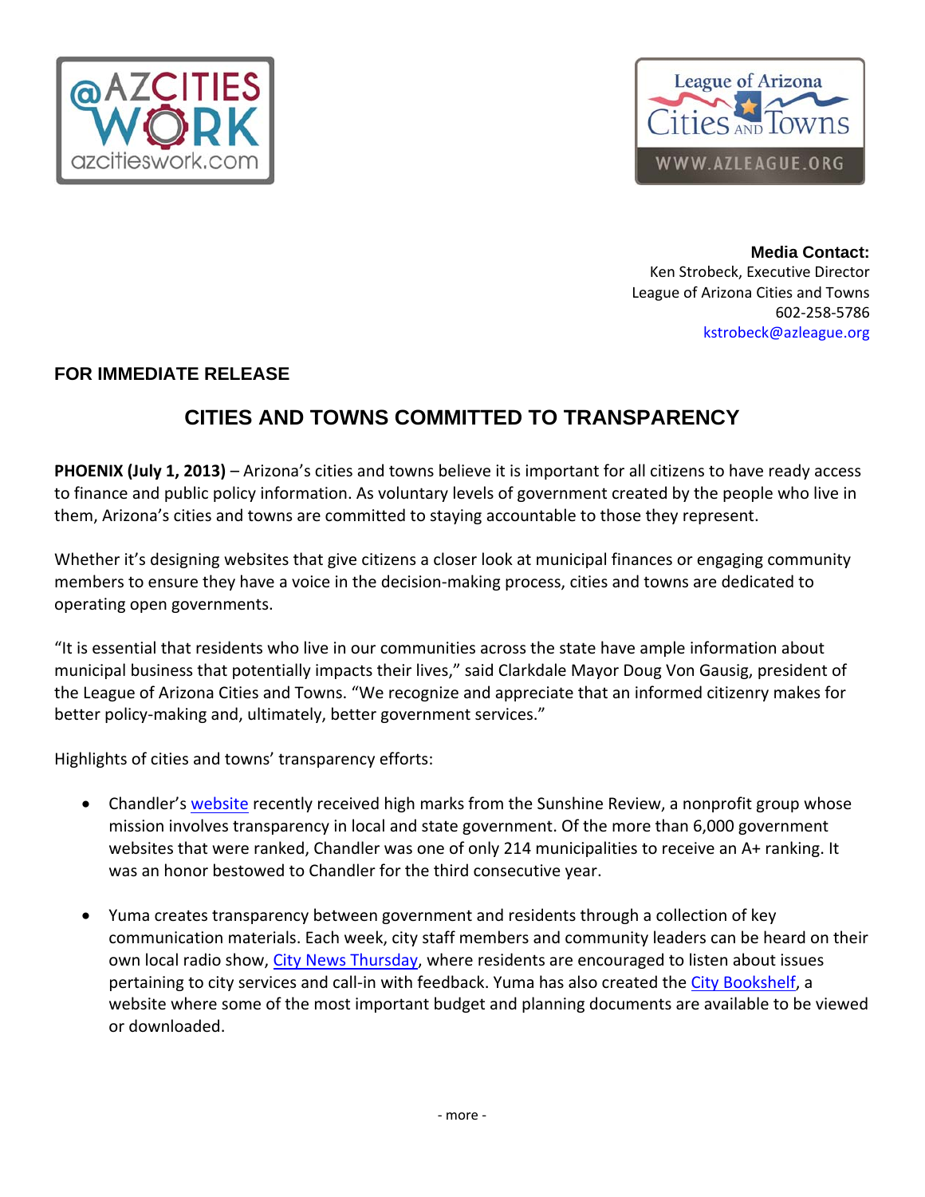@AZCITIES WORK azcitieswork.com

League of Arizona Cities and Towns WWW.AZLEAGUE.ORG

**Media Contact:**
Ken Strobeck, Executive Director
League of Arizona Cities and Towns
602-258-5786
kstrobeck@azleague.org

**FOR IMMEDIATE RELEASE**

## CITIES AND TOWNS COMMITTED TO TRANSPARENCY

**PHOENIX (July 1, 2013)** – Arizona's cities and towns believe it is important for all citizens to have ready access to finance and public policy information. As voluntary levels of government created by the people who live in them, Arizona's cities and towns are committed to staying accountable to those they represent.

Whether it's designing websites that give citizens a closer look at municipal finances or engaging community members to ensure they have a voice in the decision-making process, cities and towns are dedicated to operating open governments.

"It is essential that residents who live in our communities across the state have ample information about municipal business that potentially impacts their lives," said Clarkdale Mayor Doug Von Gausig, president of the League of Arizona Cities and Towns. "We recognize and appreciate that an informed citizenry makes for better policy-making and, ultimately, better government services."

Highlights of cities and towns' transparency efforts:

- Chandler's website recently received high marks from the Sunshine Review, a nonprofit group whose mission involves transparency in local and state government. Of the more than 6,000 government websites that were ranked, Chandler was one of only 214 municipalities to receive an A+ ranking. It was an honor bestowed to Chandler for the third consecutive year.

- Yuma creates transparency between government and residents through a collection of key communication materials. Each week, city staff members and community leaders can be heard on their own local radio show, City News Thursday, where residents are encouraged to listen about issues pertaining to city services and call-in with feedback. Yuma has also created the City Bookshelf, a website where some of the most important budget and planning documents are available to be viewed or downloaded.

- more -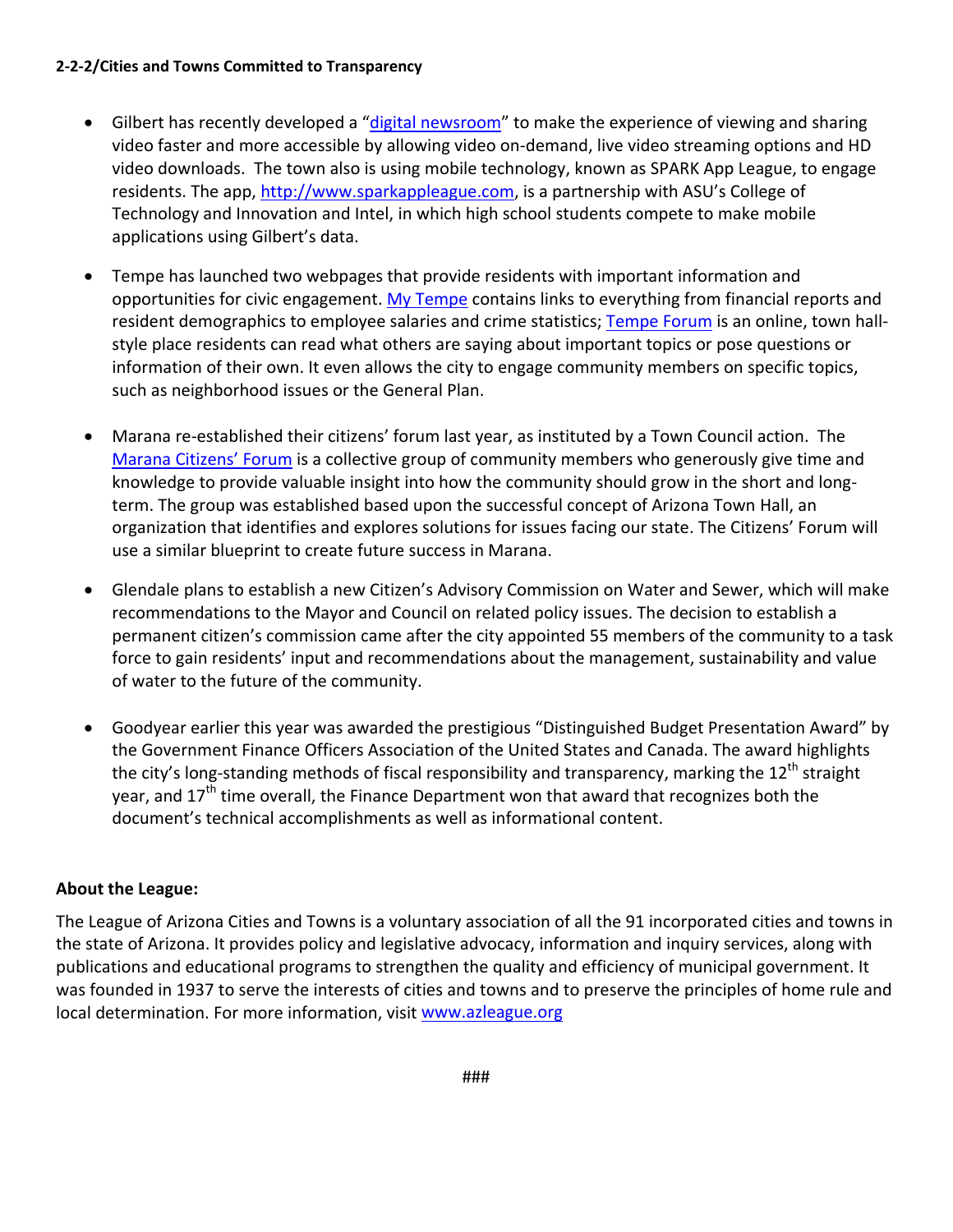**2-2-2/Cities and Towns Committed to Transparency**

- Gilbert has recently developed a "digital newsroom" to make the experience of viewing and sharing video faster and more accessible by allowing video on-demand, live video streaming options and HD video downloads. The town also is using mobile technology, known as SPARK App League, to engage residents. The app, http://www.sparkappleague.com, is a partnership with ASU's College of Technology and Innovation and Intel, in which high school students compete to make mobile applications using Gilbert's data.

- Tempe has launched two webpages that provide residents with important information and opportunities for civic engagement. My Tempe contains links to everything from financial reports and resident demographics to employee salaries and crime statistics; Tempe Forum is an online, town hall-style place residents can read what others are saying about important topics or pose questions or information of their own. It even allows the city to engage community members on specific topics, such as neighborhood issues or the General Plan.

- Marana re-established their citizens' forum last year, as instituted by a Town Council action. The Marana Citizens' Forum is a collective group of community members who generously give time and knowledge to provide valuable insight into how the community should grow in the short and long-term. The group was established based upon the successful concept of Arizona Town Hall, an organization that identifies and explores solutions for issues facing our state. The Citizens' Forum will use a similar blueprint to create future success in Marana.

- Glendale plans to establish a new Citizen's Advisory Commission on Water and Sewer, which will make recommendations to the Mayor and Council on related policy issues. The decision to establish a permanent citizen's commission came after the city appointed 55 members of the community to a task force to gain residents' input and recommendations about the management, sustainability and value of water to the future of the community.

- Goodyear earlier this year was awarded the prestigious "Distinguished Budget Presentation Award" by the Government Finance Officers Association of the United States and Canada. The award highlights the city's long-standing methods of fiscal responsibility and transparency, marking the 12th straight year, and 17th time overall, the Finance Department won that award that recognizes both the document's technical accomplishments as well as informational content.

**About the League:**

The League of Arizona Cities and Towns is a voluntary association of all the 91 incorporated cities and towns in the state of Arizona. It provides policy and legislative advocacy, information and inquiry services, along with publications and educational programs to strengthen the quality and efficiency of municipal government. It was founded in 1937 to serve the interests of cities and towns and to preserve the principles of home rule and local determination. For more information, visit www.azleague.org

###